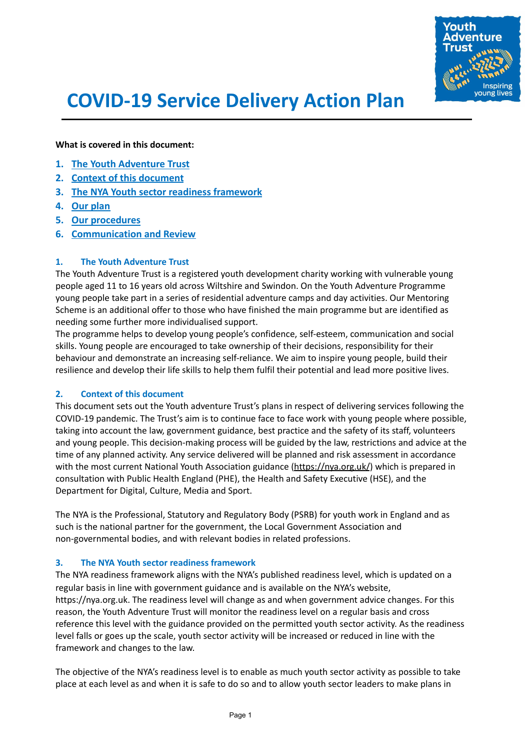# COVID-19 Service Delivery Action Plan

**What is covered in this document:**

1. [The Youth Adventure Trust](#)
2. [Context of this document](#)
3. [The NYA Youth sector readiness framework](#)
4. [Our plan](#)
5. [Our procedures](#)
6. [Communication and Review](#)

### 1. The Youth Adventure Trust

The Youth Adventure Trust is a registered youth development charity working with vulnerable young people aged 11 to 16 years old across Wiltshire and Swindon. On the Youth Adventure Programme young people take part in a series of residential adventure camps and day activities. Our Mentoring Scheme is an additional offer to those who have finished the main programme but are identified as needing some further more individualised support.

The programme helps to develop young people's confidence, self-esteem, communication and social skills. Young people are encouraged to take ownership of their decisions, responsibility for their behaviour and demonstrate an increasing self-reliance. We aim to inspire young people, build their resilience and develop their life skills to help them fulfil their potential and lead more positive lives.

### 2. Context of this document

This document sets out the Youth adventure Trust's plans in respect of delivering services following the COVID-19 pandemic. The Trust's aim is to continue face to face work with young people where possible, taking into account the law, government guidance, best practice and the safety of its staff, volunteers and young people. This decision-making process will be guided by the law, restrictions and advice at the time of any planned activity. Any service delivered will be planned and risk assessment in accordance with the most current National Youth Association guidance (https://nya.org.uk/) which is prepared in consultation with Public Health England (PHE), the Health and Safety Executive (HSE), and the Department for Digital, Culture, Media and Sport.

The NYA is the Professional, Statutory and Regulatory Body (PSRB) for youth work in England and as such is the national partner for the government, the Local Government Association and non-governmental bodies, and with relevant bodies in related professions.

### 3. The NYA Youth sector readiness framework

The NYA readiness framework aligns with the NYA's published readiness level, which is updated on a regular basis in line with government guidance and is available on the NYA's website, https://nya.org.uk. The readiness level will change as and when government advice changes. For this reason, the Youth Adventure Trust will monitor the readiness level on a regular basis and cross reference this level with the guidance provided on the permitted youth sector activity. As the readiness level falls or goes up the scale, youth sector activity will be increased or reduced in line with the framework and changes to the law.

The objective of the NYA's readiness level is to enable as much youth sector activity as possible to take place at each level as and when it is safe to do so and to allow youth sector leaders to make plans in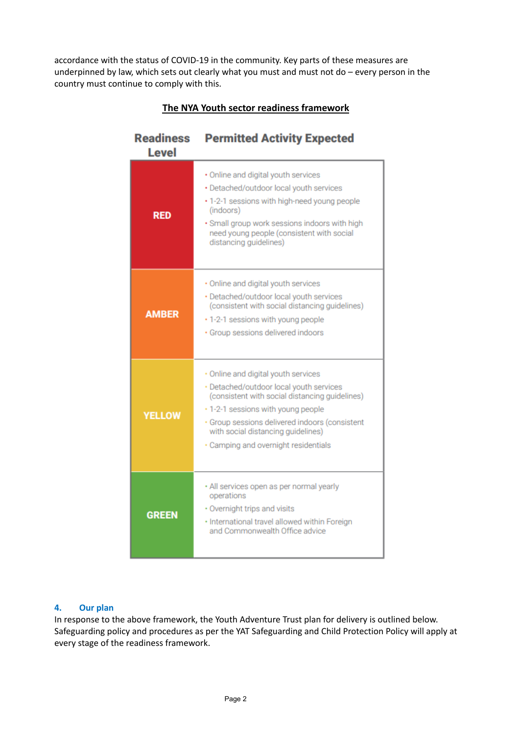accordance with the status of COVID-19 in the community. Key parts of these measures are underpinned by law, which sets out clearly what you must and must not do – every person in the country must continue to comply with this.

**The NYA Youth sector readiness framework**

| Readiness Level | Permitted Activity Expected |
|---|---|
| RED | • Online and digital youth services<br>• Detached/outdoor local youth services<br>• 1-2-1 sessions with high-need young people (indoors)<br>• Small group work sessions indoors with high need young people (consistent with social distancing guidelines) |
| AMBER | • Online and digital youth services<br>• Detached/outdoor local youth services (consistent with social distancing guidelines)<br>• 1-2-1 sessions with young people<br>• Group sessions delivered indoors |
| YELLOW | • Online and digital youth services<br>• Detached/outdoor local youth services (consistent with social distancing guidelines)<br>• 1-2-1 sessions with young people<br>• Group sessions delivered indoors (consistent with social distancing guidelines)<br>• Camping and overnight residentials |
| GREEN | • All services open as per normal yearly operations<br>• Overnight trips and visits<br>• International travel allowed within Foreign and Commonwealth Office advice |

## 4. Our plan

In response to the above framework, the Youth Adventure Trust plan for delivery is outlined below. Safeguarding policy and procedures as per the YAT Safeguarding and Child Protection Policy will apply at every stage of the readiness framework.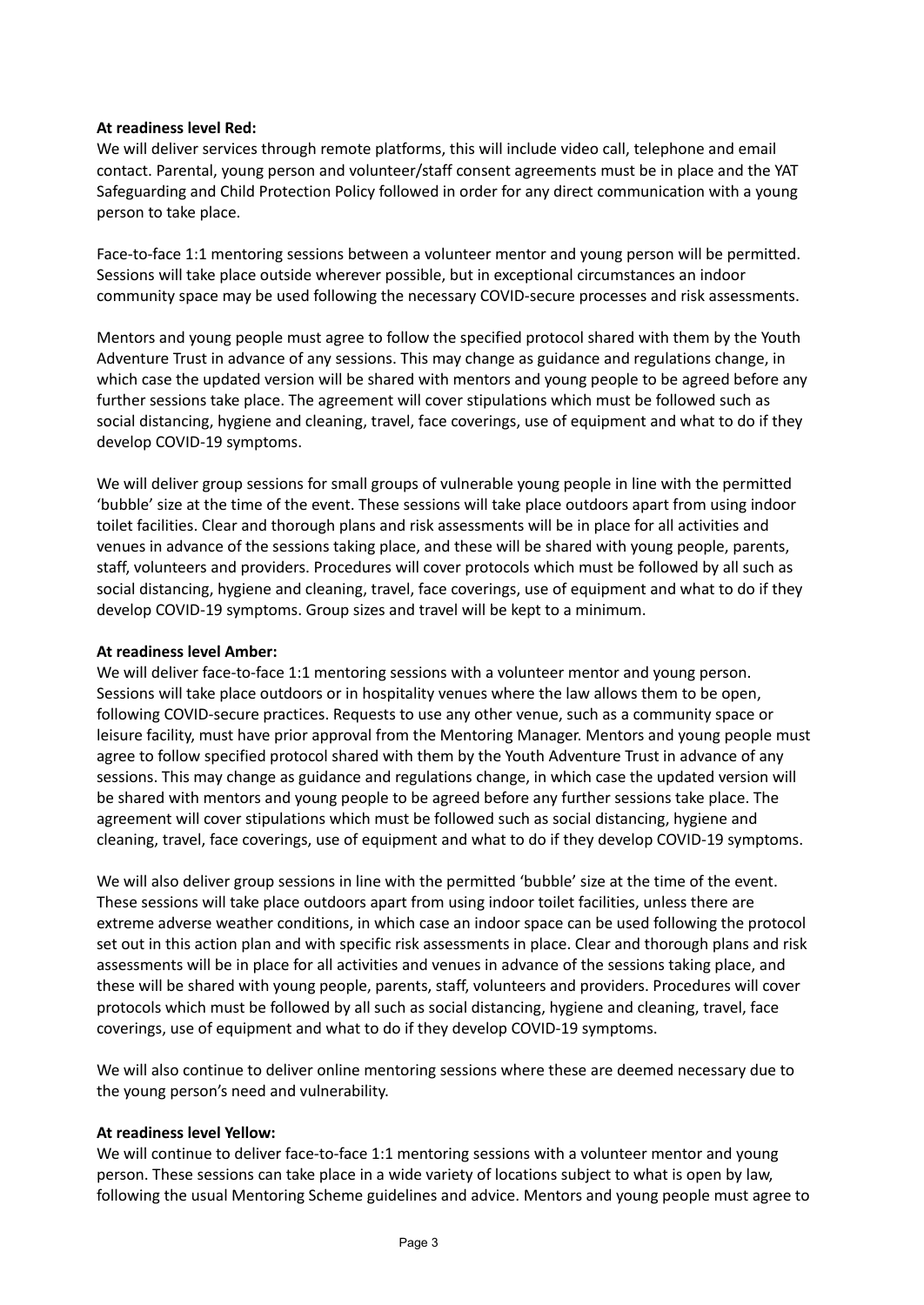**At readiness level Red:**
We will deliver services through remote platforms, this will include video call, telephone and email contact. Parental, young person and volunteer/staff consent agreements must be in place and the YAT Safeguarding and Child Protection Policy followed in order for any direct communication with a young person to take place.

Face-to-face 1:1 mentoring sessions between a volunteer mentor and young person will be permitted. Sessions will take place outside wherever possible, but in exceptional circumstances an indoor community space may be used following the necessary COVID-secure processes and risk assessments.

Mentors and young people must agree to follow the specified protocol shared with them by the Youth Adventure Trust in advance of any sessions. This may change as guidance and regulations change, in which case the updated version will be shared with mentors and young people to be agreed before any further sessions take place. The agreement will cover stipulations which must be followed such as social distancing, hygiene and cleaning, travel, face coverings, use of equipment and what to do if they develop COVID-19 symptoms.

We will deliver group sessions for small groups of vulnerable young people in line with the permitted 'bubble' size at the time of the event. These sessions will take place outdoors apart from using indoor toilet facilities. Clear and thorough plans and risk assessments will be in place for all activities and venues in advance of the sessions taking place, and these will be shared with young people, parents, staff, volunteers and providers. Procedures will cover protocols which must be followed by all such as social distancing, hygiene and cleaning, travel, face coverings, use of equipment and what to do if they develop COVID-19 symptoms. Group sizes and travel will be kept to a minimum.

**At readiness level Amber:**
We will deliver face-to-face 1:1 mentoring sessions with a volunteer mentor and young person. Sessions will take place outdoors or in hospitality venues where the law allows them to be open, following COVID-secure practices. Requests to use any other venue, such as a community space or leisure facility, must have prior approval from the Mentoring Manager. Mentors and young people must agree to follow specified protocol shared with them by the Youth Adventure Trust in advance of any sessions. This may change as guidance and regulations change, in which case the updated version will be shared with mentors and young people to be agreed before any further sessions take place. The agreement will cover stipulations which must be followed such as social distancing, hygiene and cleaning, travel, face coverings, use of equipment and what to do if they develop COVID-19 symptoms.

We will also deliver group sessions in line with the permitted 'bubble' size at the time of the event. These sessions will take place outdoors apart from using indoor toilet facilities, unless there are extreme adverse weather conditions, in which case an indoor space can be used following the protocol set out in this action plan and with specific risk assessments in place. Clear and thorough plans and risk assessments will be in place for all activities and venues in advance of the sessions taking place, and these will be shared with young people, parents, staff, volunteers and providers. Procedures will cover protocols which must be followed by all such as social distancing, hygiene and cleaning, travel, face coverings, use of equipment and what to do if they develop COVID-19 symptoms.

We will also continue to deliver online mentoring sessions where these are deemed necessary due to the young person's need and vulnerability.

**At readiness level Yellow:**
We will continue to deliver face-to-face 1:1 mentoring sessions with a volunteer mentor and young person. These sessions can take place in a wide variety of locations subject to what is open by law, following the usual Mentoring Scheme guidelines and advice. Mentors and young people must agree to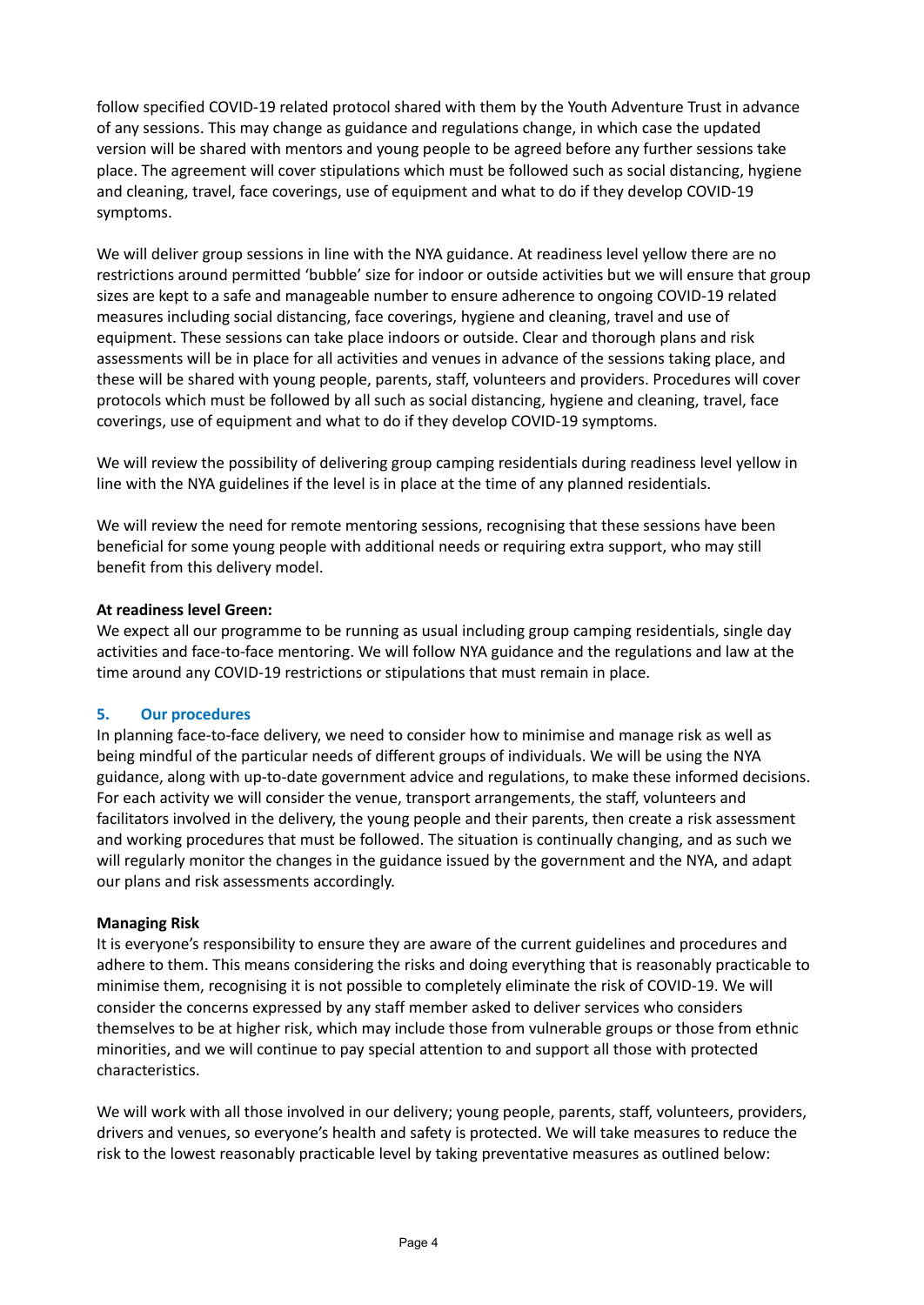follow specified COVID-19 related protocol shared with them by the Youth Adventure Trust in advance of any sessions. This may change as guidance and regulations change, in which case the updated version will be shared with mentors and young people to be agreed before any further sessions take place. The agreement will cover stipulations which must be followed such as social distancing, hygiene and cleaning, travel, face coverings, use of equipment and what to do if they develop COVID-19 symptoms.

We will deliver group sessions in line with the NYA guidance. At readiness level yellow there are no restrictions around permitted 'bubble' size for indoor or outside activities but we will ensure that group sizes are kept to a safe and manageable number to ensure adherence to ongoing COVID-19 related measures including social distancing, face coverings, hygiene and cleaning, travel and use of equipment. These sessions can take place indoors or outside. Clear and thorough plans and risk assessments will be in place for all activities and venues in advance of the sessions taking place, and these will be shared with young people, parents, staff, volunteers and providers. Procedures will cover protocols which must be followed by all such as social distancing, hygiene and cleaning, travel, face coverings, use of equipment and what to do if they develop COVID-19 symptoms.

We will review the possibility of delivering group camping residentials during readiness level yellow in line with the NYA guidelines if the level is in place at the time of any planned residentials.

We will review the need for remote mentoring sessions, recognising that these sessions have been beneficial for some young people with additional needs or requiring extra support, who may still benefit from this delivery model.

**At readiness level Green:**
We expect all our programme to be running as usual including group camping residentials, single day activities and face-to-face mentoring. We will follow NYA guidance and the regulations and law at the time around any COVID-19 restrictions or stipulations that must remain in place.

## 5. Our procedures

In planning face-to-face delivery, we need to consider how to minimise and manage risk as well as being mindful of the particular needs of different groups of individuals. We will be using the NYA guidance, along with up-to-date government advice and regulations, to make these informed decisions. For each activity we will consider the venue, transport arrangements, the staff, volunteers and facilitators involved in the delivery, the young people and their parents, then create a risk assessment and working procedures that must be followed. The situation is continually changing, and as such we will regularly monitor the changes in the guidance issued by the government and the NYA, and adapt our plans and risk assessments accordingly.

**Managing Risk**
It is everyone's responsibility to ensure they are aware of the current guidelines and procedures and adhere to them. This means considering the risks and doing everything that is reasonably practicable to minimise them, recognising it is not possible to completely eliminate the risk of COVID-19. We will consider the concerns expressed by any staff member asked to deliver services who considers themselves to be at higher risk, which may include those from vulnerable groups or those from ethnic minorities, and we will continue to pay special attention to and support all those with protected characteristics.

We will work with all those involved in our delivery; young people, parents, staff, volunteers, providers, drivers and venues, so everyone's health and safety is protected. We will take measures to reduce the risk to the lowest reasonably practicable level by taking preventative measures as outlined below: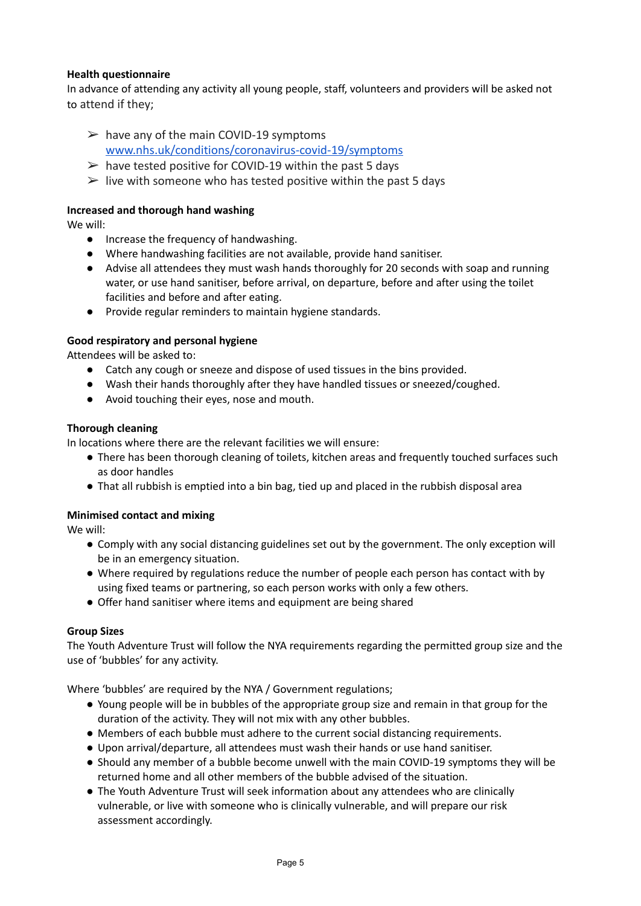**Health questionnaire**

In advance of attending any activity all young people, staff, volunteers and providers will be asked not to attend if they;

- have any of the main COVID-19 symptoms [www.nhs.uk/conditions/coronavirus-covid-19/symptoms](http://www.nhs.uk/conditions/coronavirus-covid-19/symptoms)
- have tested positive for COVID-19 within the past 5 days
- live with someone who has tested positive within the past 5 days

**Increased and thorough hand washing**

We will:

- Increase the frequency of handwashing.
- Where handwashing facilities are not available, provide hand sanitiser.
- Advise all attendees they must wash hands thoroughly for 20 seconds with soap and running water, or use hand sanitiser, before arrival, on departure, before and after using the toilet facilities and before and after eating.
- Provide regular reminders to maintain hygiene standards.

**Good respiratory and personal hygiene**

Attendees will be asked to:

- Catch any cough or sneeze and dispose of used tissues in the bins provided.
- Wash their hands thoroughly after they have handled tissues or sneezed/coughed.
- Avoid touching their eyes, nose and mouth.

**Thorough cleaning**

In locations where there are the relevant facilities we will ensure:

- There has been thorough cleaning of toilets, kitchen areas and frequently touched surfaces such as door handles
- That all rubbish is emptied into a bin bag, tied up and placed in the rubbish disposal area

**Minimised contact and mixing**

We will:

- Comply with any social distancing guidelines set out by the government. The only exception will be in an emergency situation.
- Where required by regulations reduce the number of people each person has contact with by using fixed teams or partnering, so each person works with only a few others.
- Offer hand sanitiser where items and equipment are being shared

**Group Sizes**

The Youth Adventure Trust will follow the NYA requirements regarding the permitted group size and the use of 'bubbles' for any activity.

Where 'bubbles' are required by the NYA / Government regulations;

- Young people will be in bubbles of the appropriate group size and remain in that group for the duration of the activity. They will not mix with any other bubbles.
- Members of each bubble must adhere to the current social distancing requirements.
- Upon arrival/departure, all attendees must wash their hands or use hand sanitiser.
- Should any member of a bubble become unwell with the main COVID-19 symptoms they will be returned home and all other members of the bubble advised of the situation.
- The Youth Adventure Trust will seek information about any attendees who are clinically vulnerable, or live with someone who is clinically vulnerable, and will prepare our risk assessment accordingly.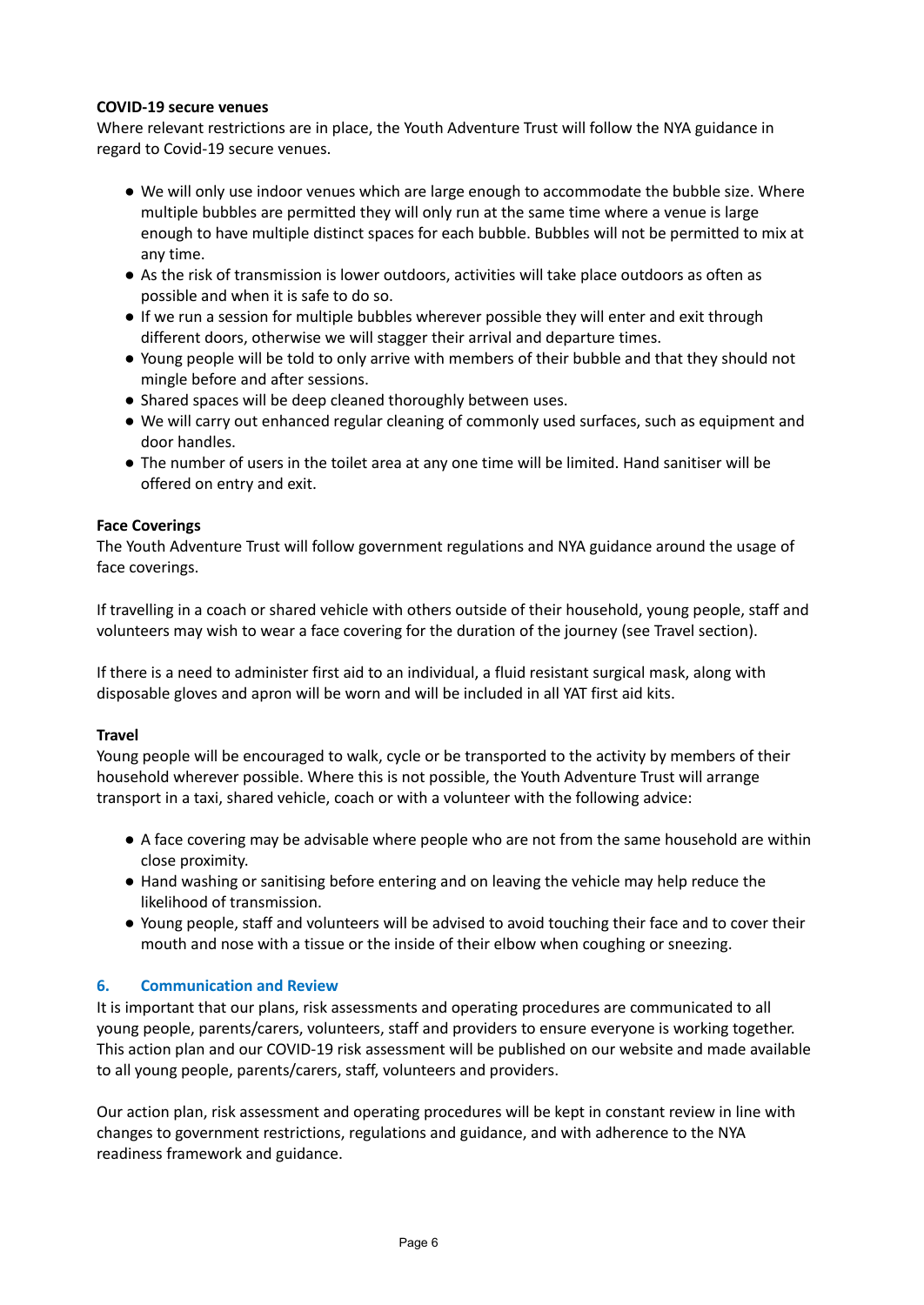**COVID-19 secure venues**

Where relevant restrictions are in place, the Youth Adventure Trust will follow the NYA guidance in regard to Covid-19 secure venues.

- We will only use indoor venues which are large enough to accommodate the bubble size. Where multiple bubbles are permitted they will only run at the same time where a venue is large enough to have multiple distinct spaces for each bubble. Bubbles will not be permitted to mix at any time.
- As the risk of transmission is lower outdoors, activities will take place outdoors as often as possible and when it is safe to do so.
- If we run a session for multiple bubbles wherever possible they will enter and exit through different doors, otherwise we will stagger their arrival and departure times.
- Young people will be told to only arrive with members of their bubble and that they should not mingle before and after sessions.
- Shared spaces will be deep cleaned thoroughly between uses.
- We will carry out enhanced regular cleaning of commonly used surfaces, such as equipment and door handles.
- The number of users in the toilet area at any one time will be limited. Hand sanitiser will be offered on entry and exit.

**Face Coverings**

The Youth Adventure Trust will follow government regulations and NYA guidance around the usage of face coverings.

If travelling in a coach or shared vehicle with others outside of their household, young people, staff and volunteers may wish to wear a face covering for the duration of the journey (see Travel section).

If there is a need to administer first aid to an individual, a fluid resistant surgical mask, along with disposable gloves and apron will be worn and will be included in all YAT first aid kits.

**Travel**

Young people will be encouraged to walk, cycle or be transported to the activity by members of their household wherever possible. Where this is not possible, the Youth Adventure Trust will arrange transport in a taxi, shared vehicle, coach or with a volunteer with the following advice:

- A face covering may be advisable where people who are not from the same household are within close proximity.
- Hand washing or sanitising before entering and on leaving the vehicle may help reduce the likelihood of transmission.
- Young people, staff and volunteers will be advised to avoid touching their face and to cover their mouth and nose with a tissue or the inside of their elbow when coughing or sneezing.

## 6. Communication and Review

It is important that our plans, risk assessments and operating procedures are communicated to all young people, parents/carers, volunteers, staff and providers to ensure everyone is working together. This action plan and our COVID-19 risk assessment will be published on our website and made available to all young people, parents/carers, staff, volunteers and providers.

Our action plan, risk assessment and operating procedures will be kept in constant review in line with changes to government restrictions, regulations and guidance, and with adherence to the NYA readiness framework and guidance.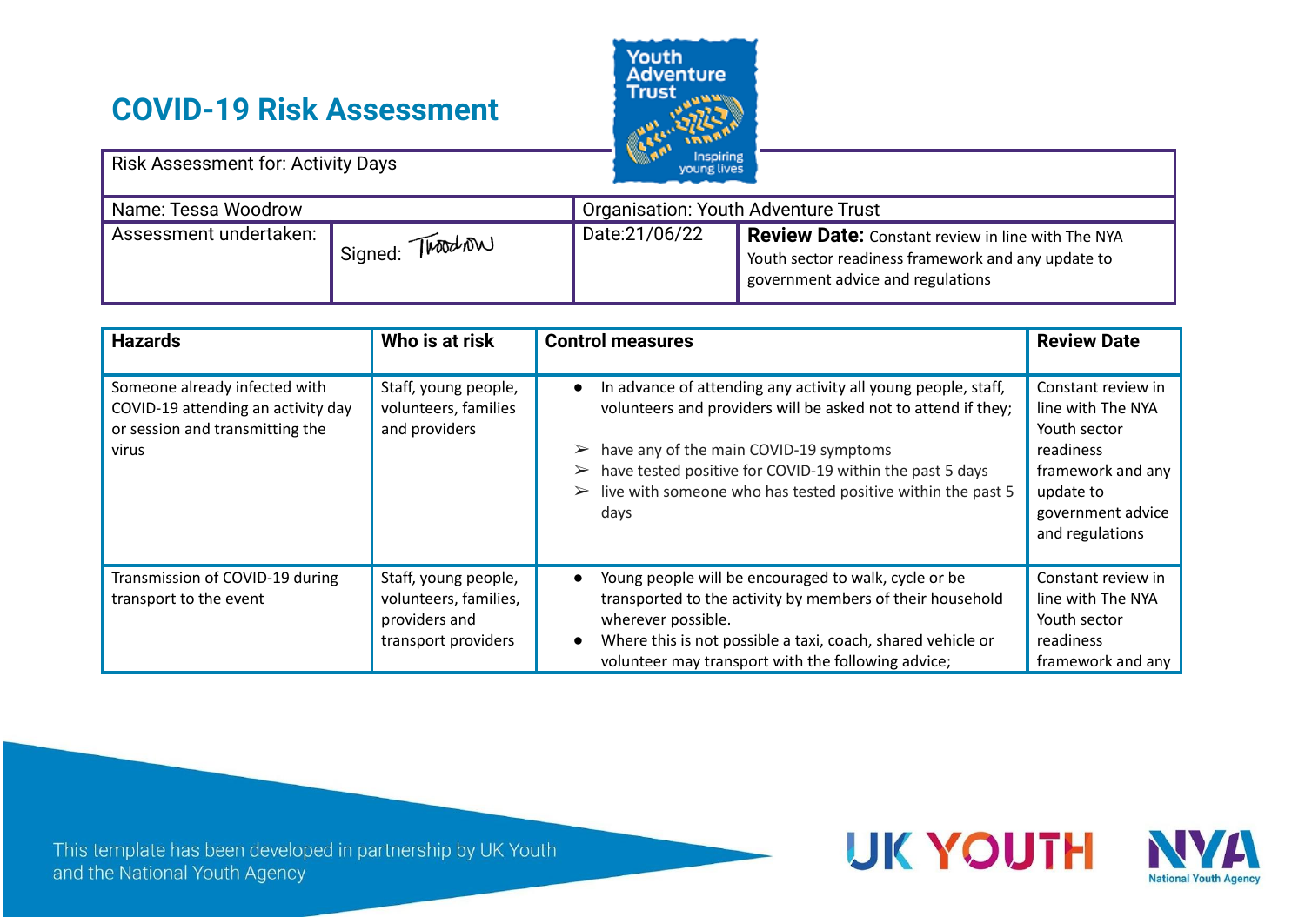# COVID-19 Risk Assessment

| Risk Assessment for: Activity Days | | | |
|---|---|---|---|
| Name: Tessa Woodrow | | Organisation: Youth Adventure Trust | |
| Assessment undertaken: | Signed: TWoodrow | Date:21/06/22 | **Review Date:** Constant review in line with The NYA Youth sector readiness framework and any update to government advice and regulations |

| Hazards | Who is at risk | Control measures | Review Date |
|---|---|---|---|
| Someone already infected with COVID-19 attending an activity day or session and transmitting the virus | Staff, young people, volunteers, families and providers | ● In advance of attending any activity all young people, staff, volunteers and providers will be asked not to attend if they;<br><br>➢ have any of the main COVID-19 symptoms<br>➢ have tested positive for COVID-19 within the past 5 days<br>➢ live with someone who has tested positive within the past 5 days | Constant review in line with The NYA Youth sector readiness framework and any update to government advice and regulations |
| Transmission of COVID-19 during transport to the event | Staff, young people, volunteers, families, providers and transport providers | ● Young people will be encouraged to walk, cycle or be transported to the activity by members of their household wherever possible.<br>● Where this is not possible a taxi, coach, shared vehicle or volunteer may transport with the following advice; | Constant review in line with The NYA Youth sector readiness framework and any |

This template has been developed in partnership by UK Youth and the National Youth Agency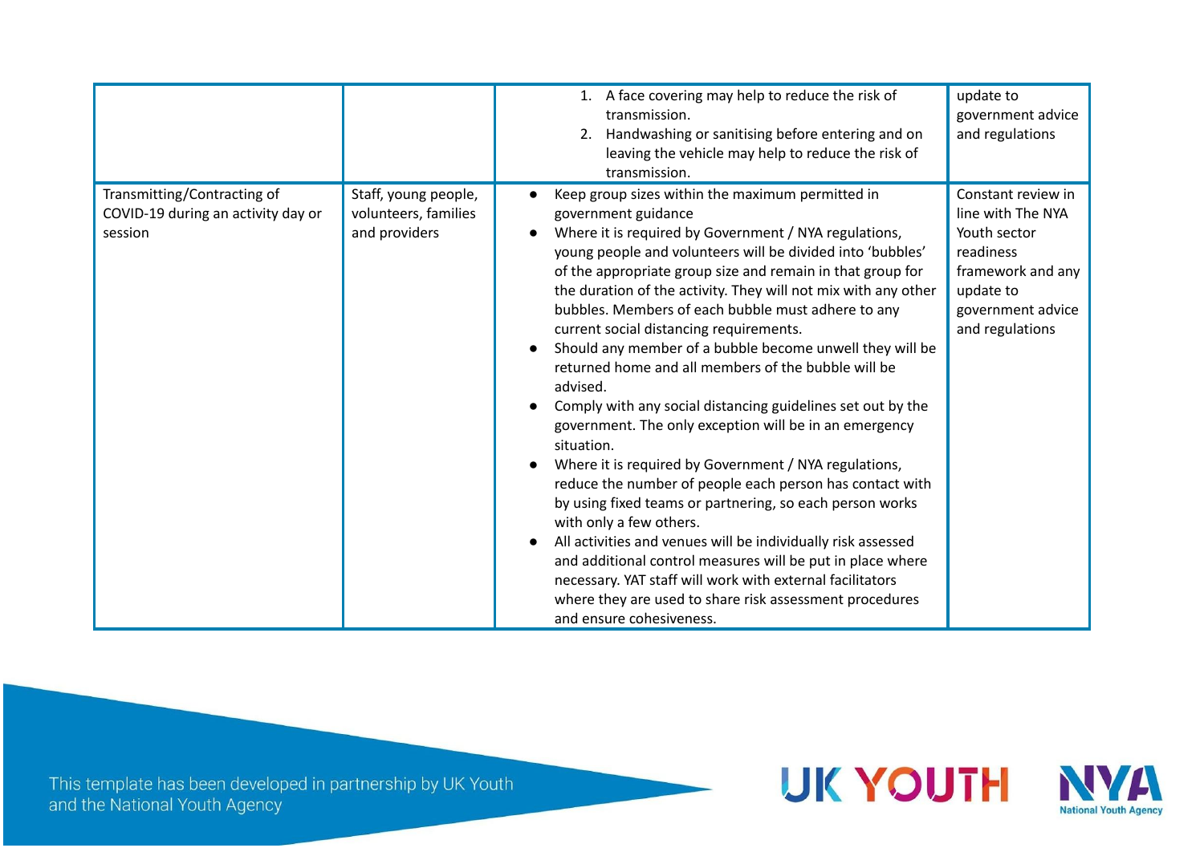| | | | |
|---|---|---|---|
| | | 1. A face covering may help to reduce the risk of transmission.<br>2. Handwashing or sanitising before entering and on leaving the vehicle may help to reduce the risk of transmission. | update to government advice and regulations |
| Transmitting/Contracting of COVID-19 during an activity day or session | Staff, young people, volunteers, families and providers | • Keep group sizes within the maximum permitted in government guidance<br>• Where it is required by Government / NYA regulations, young people and volunteers will be divided into 'bubbles' of the appropriate group size and remain in that group for the duration of the activity. They will not mix with any other bubbles. Members of each bubble must adhere to any current social distancing requirements.<br>• Should any member of a bubble become unwell they will be returned home and all members of the bubble will be advised.<br>• Comply with any social distancing guidelines set out by the government. The only exception will be in an emergency situation.<br>• Where it is required by Government / NYA regulations, reduce the number of people each person has contact with by using fixed teams or partnering, so each person works with only a few others.<br>• All activities and venues will be individually risk assessed and additional control measures will be put in place where necessary. YAT staff will work with external facilitators where they are used to share risk assessment procedures and ensure cohesiveness. | Constant review in line with The NYA Youth sector readiness framework and any update to government advice and regulations |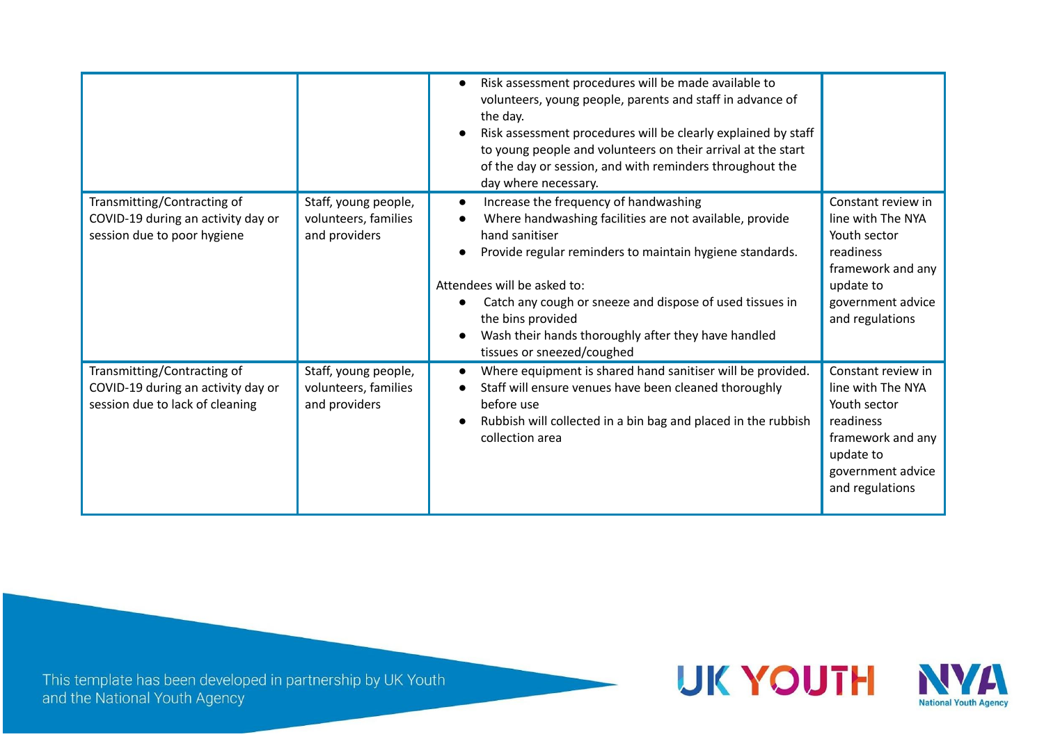| | | | |
|---|---|---|---|
| | | • Risk assessment procedures will be made available to volunteers, young people, parents and staff in advance of the day.<br>• Risk assessment procedures will be clearly explained by staff to young people and volunteers on their arrival at the start of the day or session, and with reminders throughout the day where necessary. | |
| Transmitting/Contracting of COVID-19 during an activity day or session due to poor hygiene | Staff, young people, volunteers, families and providers | • Increase the frequency of handwashing<br>• Where handwashing facilities are not available, provide hand sanitiser<br>• Provide regular reminders to maintain hygiene standards.<br><br>Attendees will be asked to:<br>• Catch any cough or sneeze and dispose of used tissues in the bins provided<br>• Wash their hands thoroughly after they have handled tissues or sneezed/coughed | Constant review in line with The NYA Youth sector readiness framework and any update to government advice and regulations |
| Transmitting/Contracting of COVID-19 during an activity day or session due to lack of cleaning | Staff, young people, volunteers, families and providers | • Where equipment is shared hand sanitiser will be provided.<br>• Staff will ensure venues have been cleaned thoroughly before use<br>• Rubbish will collected in a bin bag and placed in the rubbish collection area | Constant review in line with The NYA Youth sector readiness framework and any update to government advice and regulations |

This template has been developed in partnership by UK Youth and the National Youth Agency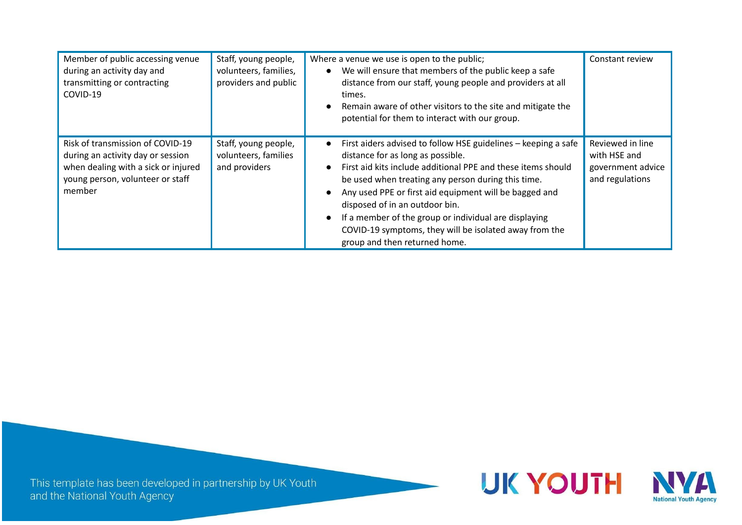| | | | |
|---|---|---|---|
| Member of public accessing venue during an activity day and transmitting or contracting COVID-19 | Staff, young people, volunteers, families, providers and public | Where a venue we use is open to the public;<br>● We will ensure that members of the public keep a safe distance from our staff, young people and providers at all times.<br>● Remain aware of other visitors to the site and mitigate the potential for them to interact with our group. | Constant review |
| Risk of transmission of COVID-19 during an activity day or session when dealing with a sick or injured young person, volunteer or staff member | Staff, young people, volunteers, families and providers | ● First aiders advised to follow HSE guidelines – keeping a safe distance for as long as possible.<br>● First aid kits include additional PPE and these items should be used when treating any person during this time.<br>● Any used PPE or first aid equipment will be bagged and disposed of in an outdoor bin.<br>● If a member of the group or individual are displaying COVID-19 symptoms, they will be isolated away from the group and then returned home. | Reviewed in line with HSE and government advice and regulations |

This template has been developed in partnership by UK Youth and the National Youth Agency

UK YOUTH NYA National Youth Agency